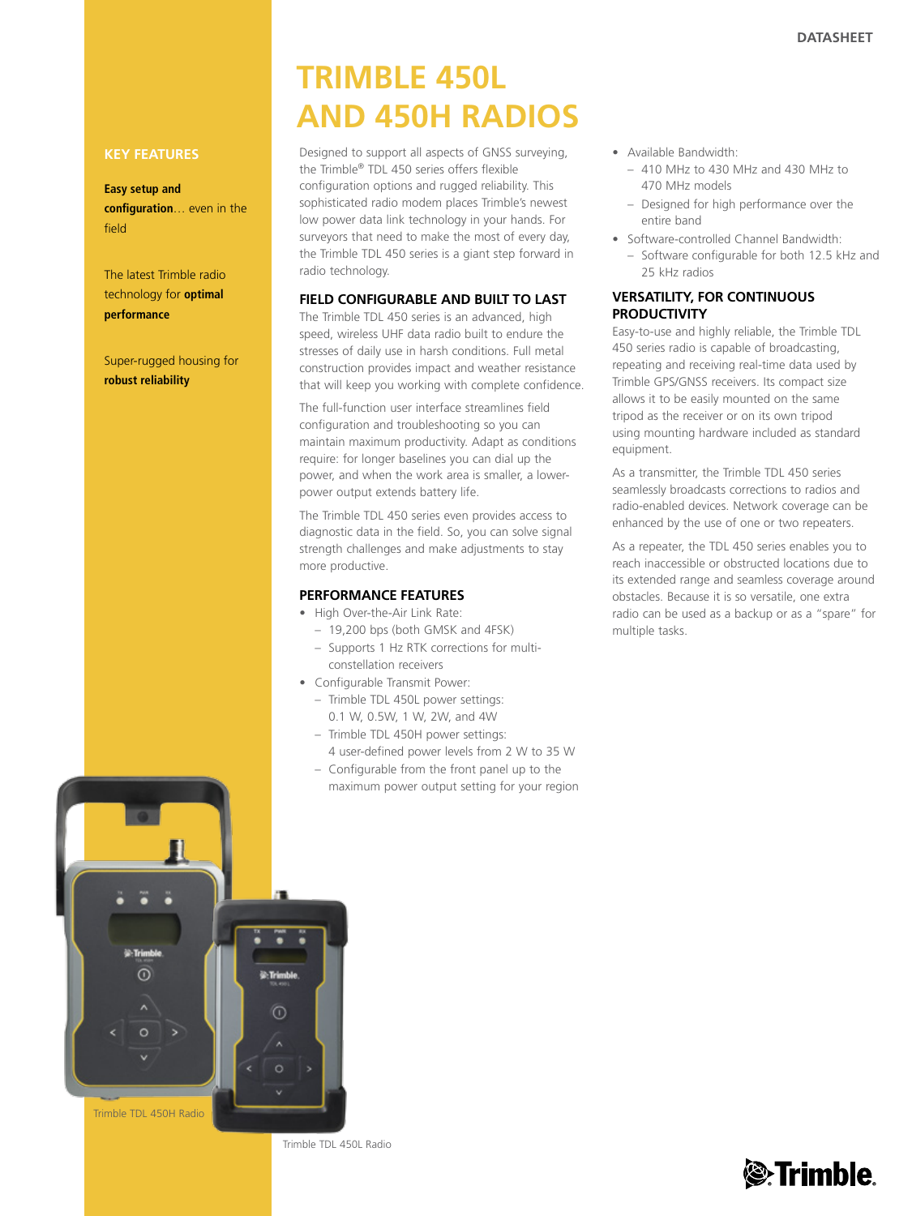# TRIMBLE 450L AND 450H RADIOS

## KEY FEATURES

**Easy setup and configuration**… even in the field

The latest Trimble radio technology for **optimal performance**

Super-rugged housing for **robust reliability**

Designed to support all aspects of GNSS surveying, the Trimble® TDL 450 series offers flexible configuration options and rugged reliability. This sophisticated radio modem places Trimble's newest low power data link technology in your hands. For surveyors that need to make the most of every day, the Trimble TDL 450 series is a giant step forward in radio technology.

### FIELD CONFIGURABLE AND BUILT TO LAST

The Trimble TDL 450 series is an advanced, high speed, wireless UHF data radio built to endure the stresses of daily use in harsh conditions. Full metal construction provides impact and weather resistance that will keep you working with complete confidence.

The full-function user interface streamlines field configuration and troubleshooting so you can maintain maximum productivity. Adapt as conditions require: for longer baselines you can dial up the power, and when the work area is smaller, a lower-power output extends battery life.

The Trimble TDL 450 series even provides access to diagnostic data in the field. So, you can solve signal strength challenges and make adjustments to stay more productive.

### PERFORMANCE FEATURES

- High Over-the-Air Link Rate:
  - 19,200 bps (both GMSK and 4FSK)
  - Supports 1 Hz RTK corrections for multi-constellation receivers
- Configurable Transmit Power:
  - Trimble TDL 450L power settings: 0.1 W, 0.5W, 1 W, 2W, and 4W
  - Trimble TDL 450H power settings: 4 user-defined power levels from 2 W to 35 W
  - Configurable from the front panel up to the maximum power output setting for your region
- Available Bandwidth:
  - 410 MHz to 430 MHz and 430 MHz to 470 MHz models
  - Designed for high performance over the entire band
- Software-controlled Channel Bandwidth:
  - Software configurable for both 12.5 kHz and 25 kHz radios

### VERSATILITY, FOR CONTINUOUS PRODUCTIVITY

Easy-to-use and highly reliable, the Trimble TDL 450 series radio is capable of broadcasting, repeating and receiving real-time data used by Trimble GPS/GNSS receivers. Its compact size allows it to be easily mounted on the same tripod as the receiver or on its own tripod using mounting hardware included as standard equipment.

As a transmitter, the Trimble TDL 450 series seamlessly broadcasts corrections to radios and radio-enabled devices. Network coverage can be enhanced by the use of one or two repeaters.

As a repeater, the TDL 450 series enables you to reach inaccessible or obstructed locations due to its extended range and seamless coverage around obstacles. Because it is so versatile, one extra radio can be used as a backup or as a "spare" for multiple tasks.

Trimble TDL 450H Radio

Trimble TDL 450L Radio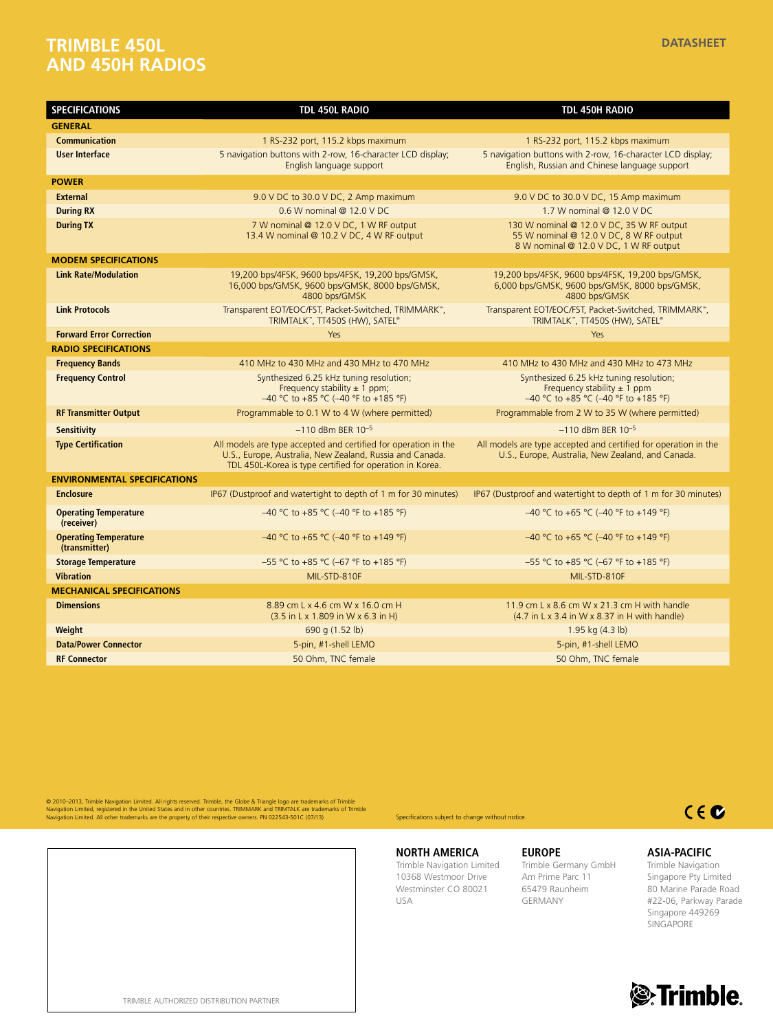# TRIMBLE 450L AND 450H RADIOS

DATASHEET

| SPECIFICATIONS | TDL 450L RADIO | TDL 450H RADIO |
|---|---|---|
| **GENERAL** | | |
| **Communication** | 1 RS-232 port, 115.2 kbps maximum | 1 RS-232 port, 115.2 kbps maximum |
| **User Interface** | 5 navigation buttons with 2-row, 16-character LCD display; English language support | 5 navigation buttons with 2-row, 16-character LCD display; English, Russian and Chinese language support |
| **POWER** | | |
| **External** | 9.0 V DC to 30.0 V DC, 2 Amp maximum | 9.0 V DC to 30.0 V DC, 15 Amp maximum |
| **During RX** | 0.6 W nominal @ 12.0 V DC | 1.7 W nominal @ 12.0 V DC |
| **During TX** | 7 W nominal @ 12.0 V DC, 1 W RF output<br>13.4 W nominal @ 10.2 V DC, 4 W RF output | 130 W nominal @ 12.0 V DC, 35 W RF output<br>55 W nominal @ 12.0 V DC, 8 W RF output<br>8 W nominal @ 12.0 V DC, 1 W RF output |
| **MODEM SPECIFICATIONS** | | |
| **Link Rate/Modulation** | 19,200 bps/4FSK, 9600 bps/4FSK, 19,200 bps/GMSK, 16,000 bps/GMSK, 9600 bps/GMSK, 8000 bps/GMSK, 4800 bps/GMSK | 19,200 bps/4FSK, 9600 bps/4FSK, 19,200 bps/GMSK, 6,000 bps/GMSK, 9600 bps/GMSK, 8000 bps/GMSK, 4800 bps/GMSK |
| **Link Protocols** | Transparent EOT/EOC/FST, Packet-Switched, TRIMMARK™, TRIMTALK™, TT450S (HW), SATEL® | Transparent EOT/EOC/FST, Packet-Switched, TRIMMARK™, TRIMTALK™, TT450S (HW), SATEL® |
| **Forward Error Correction** | Yes | Yes |
| **RADIO SPECIFICATIONS** | | |
| **Frequency Bands** | 410 MHz to 430 MHz and 430 MHz to 470 MHz | 410 MHz to 430 MHz and 430 MHz to 473 MHz |
| **Frequency Control** | Synthesized 6.25 kHz tuning resolution; Frequency stability ± 1 ppm; –40 °C to +85 °C (–40 °F to +185 °F) | Synthesized 6.25 kHz tuning resolution; Frequency stability ± 1 ppm; –40 °C to +85 °C (–40 °F to +185 °F) |
| **RF Transmitter Output** | Programmable to 0.1 W to 4 W (where permitted) | Programmable from 2 W to 35 W (where permitted) |
| **Sensitivity** | –110 dBm BER $10^{-5}$ | –110 dBm BER $10^{-5}$ |
| **Type Certification** | All models are type accepted and certified for operation in the U.S., Europe, Australia, New Zealand, Russia and Canada. TDL 450L-Korea is type certified for operation in Korea. | All models are type accepted and certified for operation in the U.S., Europe, Australia, New Zealand, and Canada. |
| **ENVIRONMENTAL SPECIFICATIONS** | | |
| **Enclosure** | IP67 (Dustproof and watertight to depth of 1 m for 30 minutes) | IP67 (Dustproof and watertight to depth of 1 m for 30 minutes) |
| **Operating Temperature (receiver)** | –40 °C to +85 °C (–40 °F to +185 °F) | –40 °C to +65 °C (–40 °F to +149 °F) |
| **Operating Temperature (transmitter)** | –40 °C to +65 °C (–40 °F to +149 °F) | –40 °C to +65 °C (–40 °F to +149 °F) |
| **Storage Temperature** | –55 °C to +85 °C (–67 °F to +185 °F) | –55 °C to +85 °C (–67 °F to +185 °F) |
| **Vibration** | MIL-STD-810F | MIL-STD-810F |
| **MECHANICAL SPECIFICATIONS** | | |
| **Dimensions** | 8.89 cm L x 4.6 cm W x 16.0 cm H (3.5 in L x 1.809 in W x 6.3 in H) | 11.9 cm L x 8.6 cm W x 21.3 cm H with handle (4.7 in L x 3.4 in W x 8.37 in H with handle) |
| **Weight** | 690 g (1.52 lb) | 1.95 kg (4.3 lb) |
| **Data/Power Connector** | 5-pin, #1-shell LEMO | 5-pin, #1-shell LEMO |
| **RF Connector** | 50 Ohm, TNC female | 50 Ohm, TNC female |

© 2010–2013, Trimble Navigation Limited. All rights reserved. Trimble, the Globe & Triangle logo are trademarks of Trimble Navigation Limited, registered in the United States and in other countries. TRIMMARK and TRIMTALK are trademarks of Trimble Navigation Limited. All other trademarks are the property of their respective owners. PN 022543-501C (07/13)

Specifications subject to change without notice.

TRIMBLE AUTHORIZED DISTRIBUTION PARTNER

**NORTH AMERICA**
Trimble Navigation Limited
10368 Westmoor Drive
Westminster CO 80021
USA

**EUROPE**
Trimble Germany GmbH
Am Prime Parc 11
65479 Raunheim
GERMANY

**ASIA-PACIFIC**
Trimble Navigation
Singapore Pty Limited
80 Marine Parade Road
#22-06, Parkway Parade
Singapore 449269
SINGAPORE

Trimble.